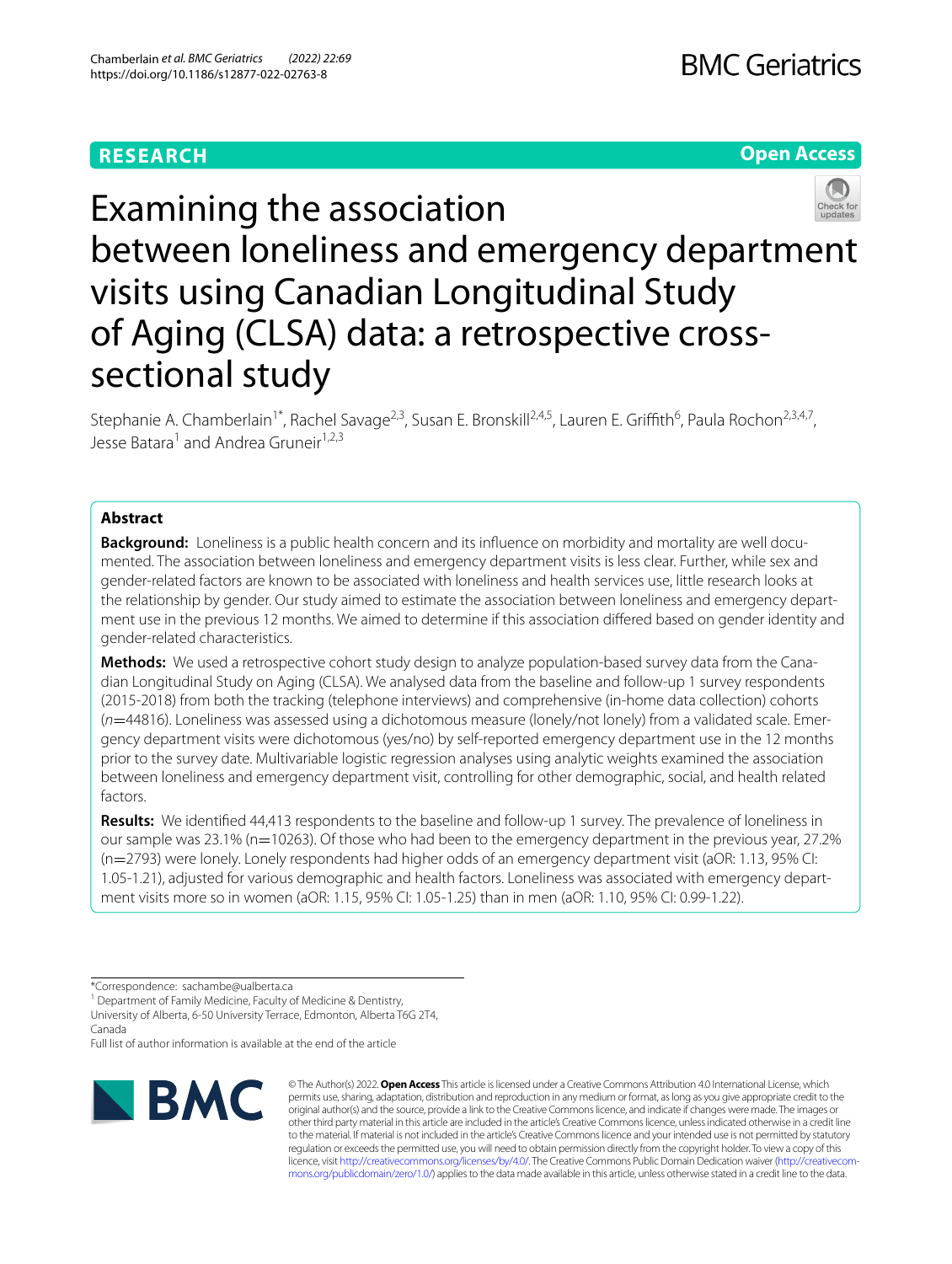# Examining the association between loneliness and emergency department visits using Canadian Longitudinal Study of Aging (CLSA) data: a retrospective cross-sectional study

Stephanie A. Chamberlain[1*], Rachel Savage[2,3], Susan E. Bronskill[2,4,5], Lauren E. Griffith[6], Paula Rochon[2,3,4,7], Jesse Batara[1] and Andrea Gruneir[1,2,3]

## Abstract

**Background:** Loneliness is a public health concern and its influence on morbidity and mortality are well documented. The association between loneliness and emergency department visits is less clear. Further, while sex and gender-related factors are known to be associated with loneliness and health services use, little research looks at the relationship by gender. Our study aimed to estimate the association between loneliness and emergency department use in the previous 12 months. We aimed to determine if this association differed based on gender identity and gender-related characteristics.

**Methods:** We used a retrospective cohort study design to analyze population-based survey data from the Canadian Longitudinal Study on Aging (CLSA). We analysed data from the baseline and follow-up 1 survey respondents (2015-2018) from both the tracking (telephone interviews) and comprehensive (in-home data collection) cohorts ($n$=44816). Loneliness was assessed using a dichotomous measure (lonely/not lonely) from a validated scale. Emergency department visits were dichotomous (yes/no) by self-reported emergency department use in the 12 months prior to the survey date. Multivariable logistic regression analyses using analytic weights examined the association between loneliness and emergency department visit, controlling for other demographic, social, and health related factors.

**Results:** We identified 44,413 respondents to the baseline and follow-up 1 survey. The prevalence of loneliness in our sample was 23.1% (n=10263). Of those who had been to the emergency department in the previous year, 27.2% (n=2793) were lonely. Lonely respondents had higher odds of an emergency department visit (aOR: 1.13, 95% CI: 1.05-1.21), adjusted for various demographic and health factors. Loneliness was associated with emergency department visits more so in women (aOR: 1.15, 95% CI: 1.05-1.25) than in men (aOR: 1.10, 95% CI: 0.99-1.22).

*Correspondence: sachambe@ualberta.ca

[1] Department of Family Medicine, Faculty of Medicine & Dentistry, University of Alberta, 6-50 University Terrace, Edmonton, Alberta T6G 2T4, Canada

Full list of author information is available at the end of the article

© The Author(s) 2022. **Open Access** This article is licensed under a Creative Commons Attribution 4.0 International License, which permits use, sharing, adaptation, distribution and reproduction in any medium or format, as long as you give appropriate credit to the original author(s) and the source, provide a link to the Creative Commons licence, and indicate if changes were made. The images or other third party material in this article are included in the article's Creative Commons licence, unless indicated otherwise in a credit line to the material. If material is not included in the article's Creative Commons licence and your intended use is not permitted by statutory regulation or exceeds the permitted use, you will need to obtain permission directly from the copyright holder. To view a copy of this licence, visit http://creativecommons.org/licenses/by/4.0/. The Creative Commons Public Domain Dedication waiver (http://creativecommons.org/publicdomain/zero/1.0/) applies to the data made available in this article, unless otherwise stated in a credit line to the data.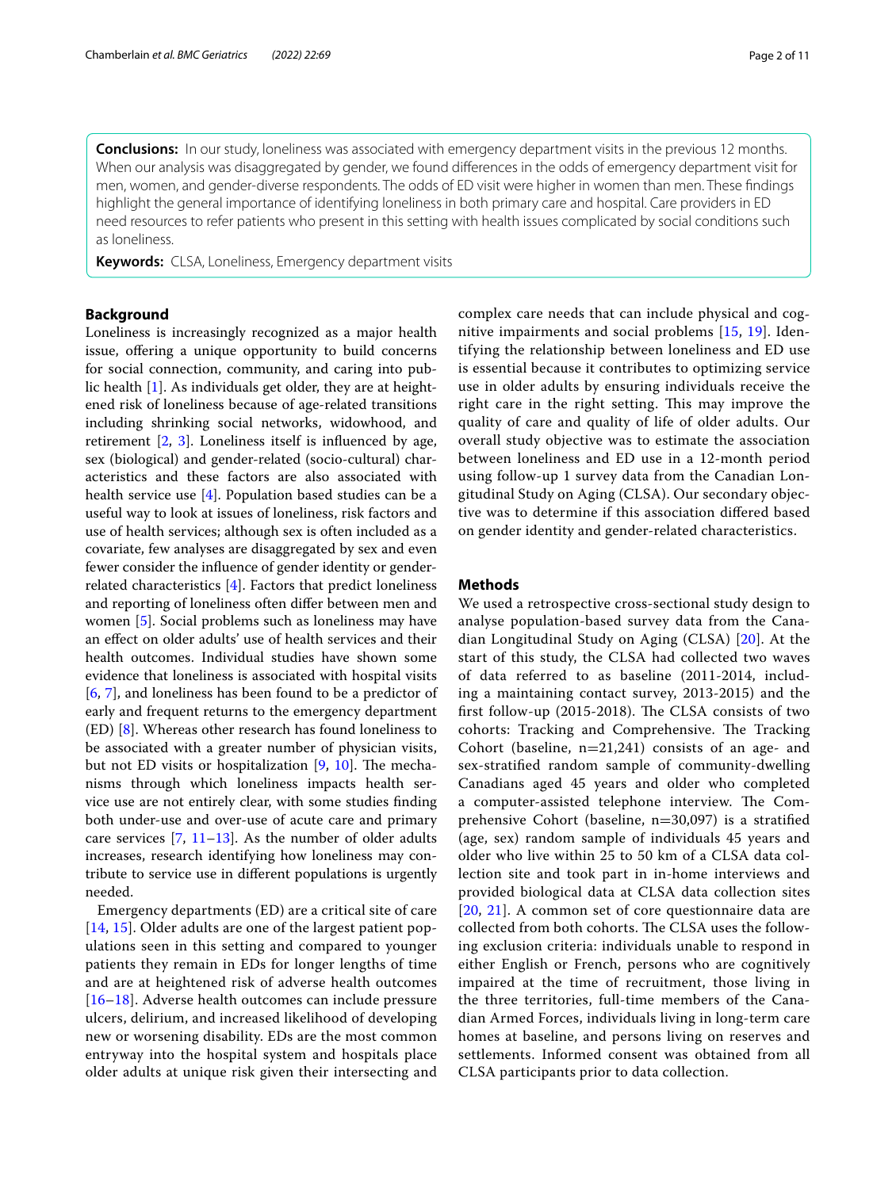**Conclusions:** In our study, loneliness was associated with emergency department visits in the previous 12 months. When our analysis was disaggregated by gender, we found differences in the odds of emergency department visit for men, women, and gender-diverse respondents. The odds of ED visit were higher in women than men. These findings highlight the general importance of identifying loneliness in both primary care and hospital. Care providers in ED need resources to refer patients who present in this setting with health issues complicated by social conditions such as loneliness.

**Keywords:** CLSA, Loneliness, Emergency department visits

## Background

Loneliness is increasingly recognized as a major health issue, offering a unique opportunity to build concerns for social connection, community, and caring into public health [1]. As individuals get older, they are at heightened risk of loneliness because of age-related transitions including shrinking social networks, widowhood, and retirement [2, 3]. Loneliness itself is influenced by age, sex (biological) and gender-related (socio-cultural) characteristics and these factors are also associated with health service use [4]. Population based studies can be a useful way to look at issues of loneliness, risk factors and use of health services; although sex is often included as a covariate, few analyses are disaggregated by sex and even fewer consider the influence of gender identity or gender-related characteristics [4]. Factors that predict loneliness and reporting of loneliness often differ between men and women [5]. Social problems such as loneliness may have an effect on older adults' use of health services and their health outcomes. Individual studies have shown some evidence that loneliness is associated with hospital visits [6, 7], and loneliness has been found to be a predictor of early and frequent returns to the emergency department (ED) [8]. Whereas other research has found loneliness to be associated with a greater number of physician visits, but not ED visits or hospitalization [9, 10]. The mechanisms through which loneliness impacts health service use are not entirely clear, with some studies finding both under-use and over-use of acute care and primary care services [7, 11–13]. As the number of older adults increases, research identifying how loneliness may contribute to service use in different populations is urgently needed.

Emergency departments (ED) are a critical site of care [14, 15]. Older adults are one of the largest patient populations seen in this setting and compared to younger patients they remain in EDs for longer lengths of time and are at heightened risk of adverse health outcomes [16–18]. Adverse health outcomes can include pressure ulcers, delirium, and increased likelihood of developing new or worsening disability. EDs are the most common entryway into the hospital system and hospitals place older adults at unique risk given their intersecting and complex care needs that can include physical and cognitive impairments and social problems [15, 19]. Identifying the relationship between loneliness and ED use is essential because it contributes to optimizing service use in older adults by ensuring individuals receive the right care in the right setting. This may improve the quality of care and quality of life of older adults. Our overall study objective was to estimate the association between loneliness and ED use in a 12-month period using follow-up 1 survey data from the Canadian Longitudinal Study on Aging (CLSA). Our secondary objective was to determine if this association differed based on gender identity and gender-related characteristics.

## Methods

We used a retrospective cross-sectional study design to analyse population-based survey data from the Canadian Longitudinal Study on Aging (CLSA) [20]. At the start of this study, the CLSA had collected two waves of data referred to as baseline (2011-2014, including a maintaining contact survey, 2013-2015) and the first follow-up (2015-2018). The CLSA consists of two cohorts: Tracking and Comprehensive. The Tracking Cohort (baseline, n=21,241) consists of an age- and sex-stratified random sample of community-dwelling Canadians aged 45 years and older who completed a computer-assisted telephone interview. The Comprehensive Cohort (baseline, n=30,097) is a stratified (age, sex) random sample of individuals 45 years and older who live within 25 to 50 km of a CLSA data collection site and took part in in-home interviews and provided biological data at CLSA data collection sites [20, 21]. A common set of core questionnaire data are collected from both cohorts. The CLSA uses the following exclusion criteria: individuals unable to respond in either English or French, persons who are cognitively impaired at the time of recruitment, those living in the three territories, full-time members of the Canadian Armed Forces, individuals living in long-term care homes at baseline, and persons living on reserves and settlements. Informed consent was obtained from all CLSA participants prior to data collection.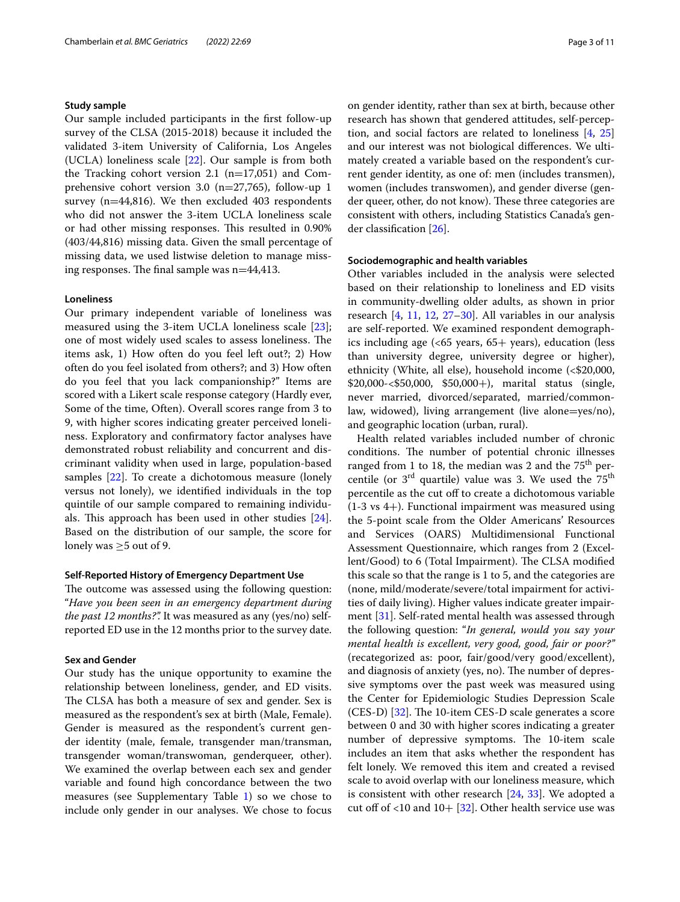### Study sample

Our sample included participants in the first follow-up survey of the CLSA (2015-2018) because it included the validated 3-item University of California, Los Angeles (UCLA) loneliness scale [22]. Our sample is from both the Tracking cohort version 2.1 (n=17,051) and Comprehensive cohort version 3.0 (n=27,765), follow-up 1 survey (n=44,816). We then excluded 403 respondents who did not answer the 3-item UCLA loneliness scale or had other missing responses. This resulted in 0.90% (403/44,816) missing data. Given the small percentage of missing data, we used listwise deletion to manage missing responses. The final sample was n=44,413.

### Loneliness

Our primary independent variable of loneliness was measured using the 3-item UCLA loneliness scale [23]; one of most widely used scales to assess loneliness. The items ask, 1) How often do you feel left out?; 2) How often do you feel isolated from others?; and 3) How often do you feel that you lack companionship?" Items are scored with a Likert scale response category (Hardly ever, Some of the time, Often). Overall scores range from 3 to 9, with higher scores indicating greater perceived loneliness. Exploratory and confirmatory factor analyses have demonstrated robust reliability and concurrent and discriminant validity when used in large, population-based samples [22]. To create a dichotomous measure (lonely versus not lonely), we identified individuals in the top quintile of our sample compared to remaining individuals. This approach has been used in other studies [24]. Based on the distribution of our sample, the score for lonely was ≥5 out of 9.

### Self-Reported History of Emergency Department Use

The outcome was assessed using the following question: "*Have you been seen in an emergency department during the past 12 months?*". It was measured as any (yes/no) self-reported ED use in the 12 months prior to the survey date.

### Sex and Gender

Our study has the unique opportunity to examine the relationship between loneliness, gender, and ED visits. The CLSA has both a measure of sex and gender. Sex is measured as the respondent's sex at birth (Male, Female). Gender is measured as the respondent's current gender identity (male, female, transgender man/transman, transgender woman/transwoman, genderqueer, other). We examined the overlap between each sex and gender variable and found high concordance between the two measures (see Supplementary Table 1) so we chose to include only gender in our analyses. We chose to focus on gender identity, rather than sex at birth, because other research has shown that gendered attitudes, self-perception, and social factors are related to loneliness [4, 25] and our interest was not biological differences. We ultimately created a variable based on the respondent's current gender identity, as one of: men (includes transmen), women (includes transwomen), and gender diverse (gender queer, other, do not know). These three categories are consistent with others, including Statistics Canada's gender classification [26].

### Sociodemographic and health variables

Other variables included in the analysis were selected based on their relationship to loneliness and ED visits in community-dwelling older adults, as shown in prior research [4, 11, 12, 27–30]. All variables in our analysis are self-reported. We examined respondent demographics including age (<65 years, 65+ years), education (less than university degree, university degree or higher), ethnicity (White, all else), household income (<\$20,000, \$20,000-<\$50,000, \$50,000+), marital status (single, never married, divorced/separated, married/common-law, widowed), living arrangement (live alone=yes/no), and geographic location (urban, rural).

Health related variables included number of chronic conditions. The number of potential chronic illnesses ranged from 1 to 18, the median was 2 and the 75$^{th}$ percentile (or 3$^{rd}$ quartile) value was 3. We used the 75$^{th}$ percentile as the cut off to create a dichotomous variable (1-3 vs 4+). Functional impairment was measured using the 5-point scale from the Older Americans' Resources and Services (OARS) Multidimensional Functional Assessment Questionnaire, which ranges from 2 (Excellent/Good) to 6 (Total Impairment). The CLSA modified this scale so that the range is 1 to 5, and the categories are (none, mild/moderate/severe/total impairment for activities of daily living). Higher values indicate greater impairment [31]. Self-rated mental health was assessed through the following question: "*In general, would you say your mental health is excellent, very good, good, fair or poor?*" (recategorized as: poor, fair/good/very good/excellent), and diagnosis of anxiety (yes, no). The number of depressive symptoms over the past week was measured using the Center for Epidemiologic Studies Depression Scale (CES-D) [32]. The 10-item CES-D scale generates a score between 0 and 30 with higher scores indicating a greater number of depressive symptoms. The 10-item scale includes an item that asks whether the respondent has felt lonely. We removed this item and created a revised scale to avoid overlap with our loneliness measure, which is consistent with other research [24, 33]. We adopted a cut off of <10 and 10+ [32]. Other health service use was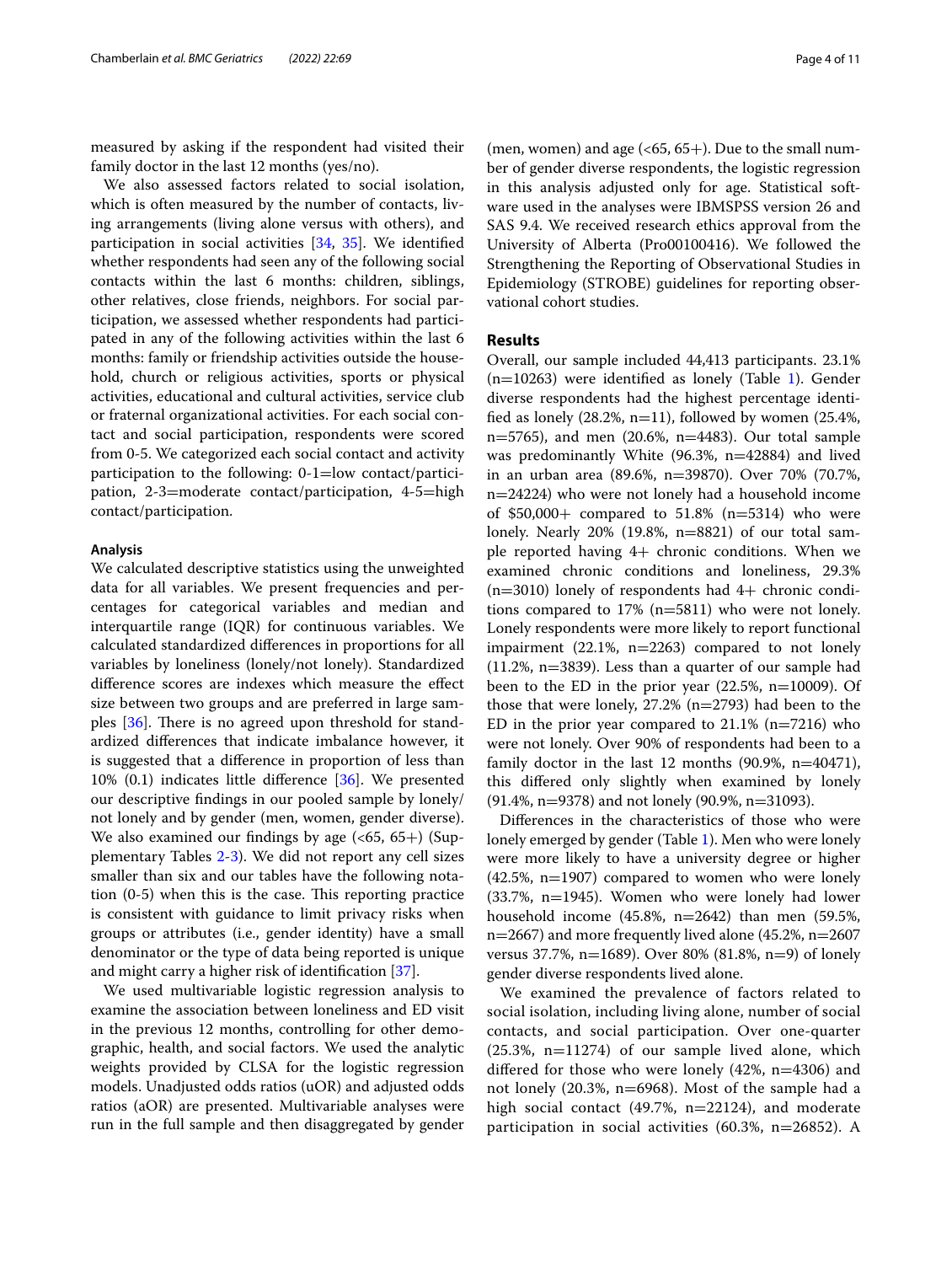measured by asking if the respondent had visited their family doctor in the last 12 months (yes/no).

We also assessed factors related to social isolation, which is often measured by the number of contacts, living arrangements (living alone versus with others), and participation in social activities [34, 35]. We identified whether respondents had seen any of the following social contacts within the last 6 months: children, siblings, other relatives, close friends, neighbors. For social participation, we assessed whether respondents had participated in any of the following activities within the last 6 months: family or friendship activities outside the household, church or religious activities, sports or physical activities, educational and cultural activities, service club or fraternal organizational activities. For each social contact and social participation, respondents were scored from 0-5. We categorized each social contact and activity participation to the following: 0-1=low contact/participation, 2-3=moderate contact/participation, 4-5=high contact/participation.

#### Analysis

We calculated descriptive statistics using the unweighted data for all variables. We present frequencies and percentages for categorical variables and median and interquartile range (IQR) for continuous variables. We calculated standardized differences in proportions for all variables by loneliness (lonely/not lonely). Standardized difference scores are indexes which measure the effect size between two groups and are preferred in large samples [36]. There is no agreed upon threshold for standardized differences that indicate imbalance however, it is suggested that a difference in proportion of less than 10% (0.1) indicates little difference [36]. We presented our descriptive findings in our pooled sample by lonely/not lonely and by gender (men, women, gender diverse). We also examined our findings by age (<65, 65+) (Supplementary Tables 2-3). We did not report any cell sizes smaller than six and our tables have the following notation (0-5) when this is the case. This reporting practice is consistent with guidance to limit privacy risks when groups or attributes (i.e., gender identity) have a small denominator or the type of data being reported is unique and might carry a higher risk of identification [37].

We used multivariable logistic regression analysis to examine the association between loneliness and ED visit in the previous 12 months, controlling for other demographic, health, and social factors. We used the analytic weights provided by CLSA for the logistic regression models. Unadjusted odds ratios (uOR) and adjusted odds ratios (aOR) are presented. Multivariable analyses were run in the full sample and then disaggregated by gender (men, women) and age (<65, 65+). Due to the small number of gender diverse respondents, the logistic regression in this analysis adjusted only for age. Statistical software used in the analyses were IBMSPSS version 26 and SAS 9.4. We received research ethics approval from the University of Alberta (Pro00100416). We followed the Strengthening the Reporting of Observational Studies in Epidemiology (STROBE) guidelines for reporting observational cohort studies.

## Results

Overall, our sample included 44,413 participants. 23.1% (n=10263) were identified as lonely (Table 1). Gender diverse respondents had the highest percentage identified as lonely (28.2%, n=11), followed by women (25.4%, n=5765), and men (20.6%, n=4483). Our total sample was predominantly White (96.3%, n=42884) and lived in an urban area (89.6%, n=39870). Over 70% (70.7%, n=24224) who were not lonely had a household income of $50,000+ compared to 51.8% (n=5314) who were lonely. Nearly 20% (19.8%, n=8821) of our total sample reported having 4+ chronic conditions. When we examined chronic conditions and loneliness, 29.3% (n=3010) lonely of respondents had 4+ chronic conditions compared to 17% (n=5811) who were not lonely. Lonely respondents were more likely to report functional impairment (22.1%, n=2263) compared to not lonely (11.2%, n=3839). Less than a quarter of our sample had been to the ED in the prior year (22.5%, n=10009). Of those that were lonely, 27.2% (n=2793) had been to the ED in the prior year compared to 21.1% (n=7216) who were not lonely. Over 90% of respondents had been to a family doctor in the last 12 months (90.9%, n=40471), this differed only slightly when examined by lonely (91.4%, n=9378) and not lonely (90.9%, n=31093).

Differences in the characteristics of those who were lonely emerged by gender (Table 1). Men who were lonely were more likely to have a university degree or higher (42.5%, n=1907) compared to women who were lonely (33.7%, n=1945). Women who were lonely had lower household income (45.8%, n=2642) than men (59.5%, n=2667) and more frequently lived alone (45.2%, n=2607 versus 37.7%, n=1689). Over 80% (81.8%, n=9) of lonely gender diverse respondents lived alone.

We examined the prevalence of factors related to social isolation, including living alone, number of social contacts, and social participation. Over one-quarter (25.3%, n=11274) of our sample lived alone, which differed for those who were lonely (42%, n=4306) and not lonely (20.3%, n=6968). Most of the sample had a high social contact (49.7%, n=22124), and moderate participation in social activities (60.3%, n=26852). A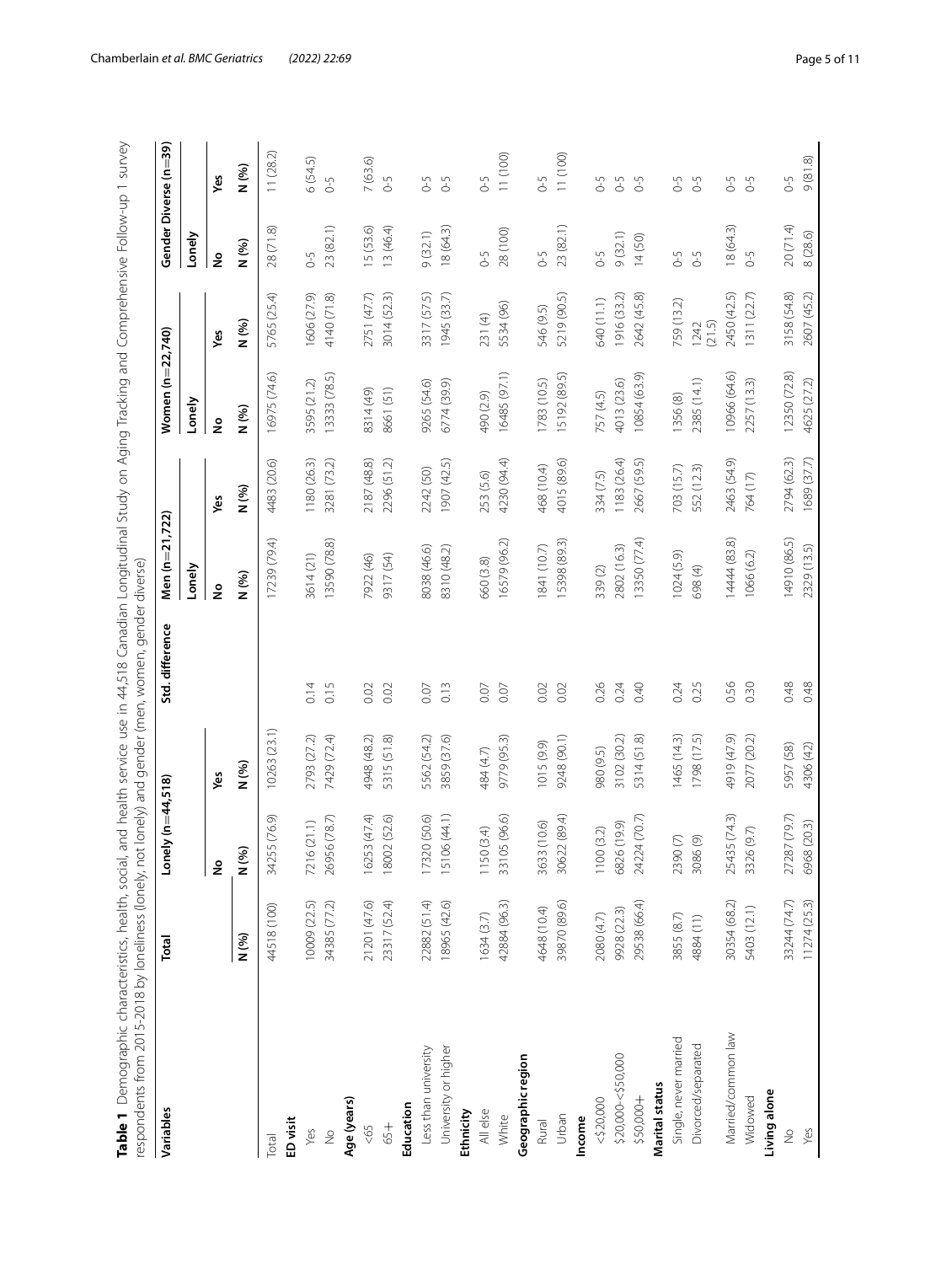**Table 1** Demographic characteristics, health, social, and health service use in 44,518 Canadian Longitudinal Study on Aging Tracking and Comprehensive Follow-up 1 survey respondents from 2015-2018 by loneliness (lonely, not lonely) and gender (men, women, gender diverse)

| Variables | Total | Lonely (n=44,518) | | Std. difference | Men (n=21,722) | | Women (n=22,740) | | Gender Diverse (n=39) | |
|---|---|---|---|---|---|---|---|---|---|---|
| | | | | | Lonely | | Lonely | | Lonely | |
| | | No | Yes | | No | Yes | No | Yes | No | Yes |
| | N (%) | N (%) | N (%) | | N (%) | N (%) | N (%) | N (%) | N (%) | N (%) |
| Total | 44518 (100) | 34255 (76.9) | 10263 (23.1) | | 17239 (79.4) | 4483 (20.6) | 16975 (74.6) | 5765 (25.4) | 28 (71.8) | 11 (28.2) |
| **ED visit** | | | | | | | | | | |
| Yes | 10009 (22.5) | 7216 (21.1) | 2793 (27.2) | 0.14 | 3614 (21) | 1180 (26.3) | 3595 (21.2) | 1606 (27.9) | 0-5 | 6 (54.5) |
| No | 34385 (77.2) | 26956 (78.7) | 7429 (72.4) | 0.15 | 13590 (78.8) | 3281 (73.2) | 13333 (78.5) | 4140 (71.8) | 23 (82.1) | 0-5 |
| **Age (years)** | | | | | | | | | | |
| <65 | 21201 (47.6) | 16253 (47.4) | 4948 (48.2) | 0.02 | 7922 (46) | 2187 (48.8) | 8314 (49) | 2751 (47.7) | 15 (53.6) | 7 (63.6) |
| 65+ | 23317 (52.4) | 18002 (52.6) | 5315 (51.8) | 0.02 | 9317 (54) | 2296 (51.2) | 8661 (51) | 3014 (52.3) | 13 (46.4) | 0-5 |
| **Education** | | | | | | | | | | |
| Less than university | 22882 (51.4) | 17320 (50.6) | 5562 (54.2) | 0.07 | 8038 (46.6) | 2242 (50) | 9265 (54.6) | 3317 (57.5) | 9 (32.1) | 0-5 |
| University or higher | 18965 (42.6) | 15106 (44.1) | 3859 (37.6) | 0.13 | 8310 (48.2) | 1907 (42.5) | 6774 (39.9) | 1945 (33.7) | 18 (64.3) | 0-5 |
| **Ethnicity** | | | | | | | | | | |
| All else | 1634 (3.7) | 1150 (3.4) | 484 (4.7) | 0.07 | 660 (3.8) | 253 (5.6) | 490 (2.9) | 231 (4) | 0-5 | 0-5 |
| White | 42884 (96.3) | 33105 (96.6) | 9779 (95.3) | 0.07 | 16579 (96.2) | 4230 (94.4) | 16485 (97.1) | 5534 (96) | 28 (100) | 11 (100) |
| **Geographic region** | | | | | | | | | | |
| Rural | 4648 (10.4) | 3633 (10.6) | 1015 (9.9) | 0.02 | 1841 (10.7) | 468 (10.4) | 1783 (10.5) | 546 (9.5) | 0-5 | 0-5 |
| Urban | 39870 (89.6) | 30622 (89.4) | 9248 (90.1) | 0.02 | 15398 (89.3) | 4015 (89.6) | 15192 (89.5) | 5219 (90.5) | 23 (82.1) | 11 (100) |
| **Income** | | | | | | | | | | |
| <$20,000 | 2080 (4.7) | 1100 (3.2) | 980 (9.5) | 0.26 | 339 (2) | 334 (7.5) | 757 (4.5) | 640 (11.1) | 0-5 | 0-5 |
| $20,000-<$50,000 | 9928 (22.3) | 6826 (19.9) | 3102 (30.2) | 0.24 | 2802 (16.3) | 1183 (26.4) | 4013 (23.6) | 1916 (33.2) | 9 (32.1) | 0-5 |
| $50,000+ | 29538 (66.4) | 24224 (70.7) | 5314 (51.8) | 0.40 | 13350 (77.4) | 2667 (59.5) | 10854 (63.9) | 2642 (45.8) | 14 (50) | 0-5 |
| **Marital status** | | | | | | | | | | |
| Single, never married | 3855 (8.7) | 2390 (7) | 1465 (14.3) | 0.24 | 1024 (5.9) | 703 (15.7) | 1356 (8) | 759 (13.2) | 0-5 | 0-5 |
| Divorced/separated | 4884 (11) | 3086 (9) | 1798 (17.5) | 0.25 | 698 (4) | 552 (12.3) | 2385 (14.1) | 1242 (21.5) | 0-5 | 0-5 |
| Married/common law | 30354 (68.2) | 25435 (74.3) | 4919 (47.9) | 0.56 | 14444 (83.8) | 2463 (54.9) | 10966 (64.6) | 2450 (42.5) | 18 (64.3) | 0-5 |
| Widowed | 5403 (12.1) | 3326 (9.7) | 2077 (20.2) | 0.30 | 1066 (6.2) | 764 (17) | 2257 (13.3) | 1311 (22.7) | 0-5 | 0-5 |
| **Living alone** | | | | | | | | | | |
| No | 33244 (74.7) | 27287 (79.7) | 5957 (58) | 0.48 | 14910 (86.5) | 2794 (62.3) | 12350 (72.8) | 3158 (54.8) | 20 (71.4) | 0-5 |
| Yes | 11274 (25.3) | 6968 (20.3) | 4306 (42) | 0.48 | 2329 (13.5) | 1689 (37.7) | 4625 (27.2) | 2607 (45.2) | 8 (28.6) | 9 (81.8) |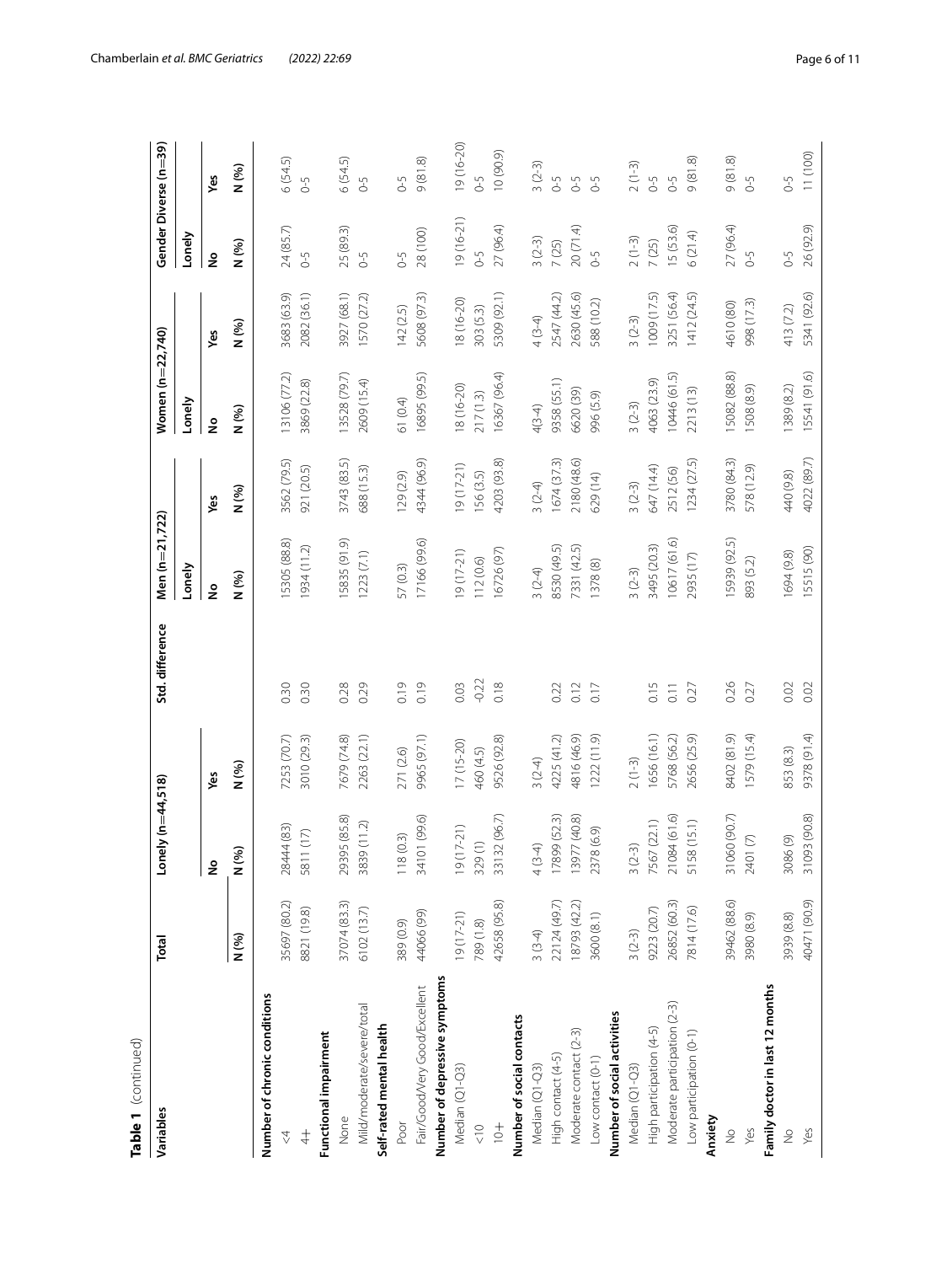**Table 1** (continued)

| Variables | Total | Lonely (n=44,518) | | Std. difference | Men (n=21,722) | | Women (n=22,740) | | Gender Diverse (n=39) | |
|---|---|---|---|---|---|---|---|---|---|---|
| | | No | Yes | | Lonely | | Lonely | | Lonely | |
| | | | | | No | Yes | No | Yes | No | Yes |
| | N (%) | N (%) | N (%) | | N (%) | N (%) | N (%) | N (%) | N (%) | N (%) |
| **Number of chronic conditions** | | | | | | | | | | |
| <4 | 35697 (80.2) | 28444 (83) | 7253 (70.7) | 0.30 | 15305 (88.8) | 3562 (79.5) | 13106 (77.2) | 3683 (63.9) | 24 (85.7) | 6 (54.5) |
| 4+ | 8821 (19.8) | 5811 (17) | 3010 (29.3) | 0.30 | 1934 (11.2) | 921 (20.5) | 3869 (22.8) | 2082 (36.1) | 0-5 | 0-5 |
| **Functional impairment** | | | | | | | | | | |
| None | 37074 (83.3) | 29395 (85.8) | 7679 (74.8) | 0.28 | 15835 (91.9) | 3743 (83.5) | 13528 (79.7) | 3927 (68.1) | 25 (89.3) | 6 (54.5) |
| Mild/moderate/severe/total | 6102 (13.7) | 3839 (11.2) | 2263 (22.1) | 0.29 | 1223 (7.1) | 688 (15.3) | 2609 (15.4) | 1570 (27.2) | 0-5 | 0-5 |
| **Self-rated mental health** | | | | | | | | | | |
| Poor | 389 (0.9) | 118 (0.3) | 271 (2.6) | 0.19 | 57 (0.3) | 129 (2.9) | 61 (0.4) | 142 (2.5) | 0-5 | 0-5 |
| Fair/Good/Very Good/Excellent | 44066 (99) | 34101 (99.6) | 9965 (97.1) | 0.19 | 17166 (99.6) | 4344 (96.9) | 16895 (99.5) | 5608 (97.3) | 28 (100) | 9 (81.8) |
| **Number of depressive symptoms** | | | | | | | | | | |
| Median (Q1-Q3) | 19 (17-21) | 19 (17-21) | 17 (15-20) | 0.03 | 19 (17-21) | 19 (17-21) | 18 (16-20) | 18 (16-20) | 19 (16-21) | 19 (16-20) |
| <10 | 789 (1.8) | 329 (1) | 460 (4.5) | -0.22 | 112 (0.6) | 156 (3.5) | 217 (1.3) | 303 (5.3) | 0-5 | 0-5 |
| 10+ | 42658 (95.8) | 33132 (96.7) | 9526 (92.8) | 0.18 | 16726 (97) | 4203 (93.8) | 16367 (96.4) | 5309 (92.1) | 27 (96.4) | 10 (90.9) |
| **Number of social contacts** | | | | | | | | | | |
| Median (Q1-Q3) | 3 (3-4) | 4 (3-4) | 3 (2-4) | | 3 (2-4) | 3 (2-4) | 4(3-4) | 4 (3-4) | 3 (2-3) | 3 (2-3) |
| High contact (4-5) | 22124 (49.7) | 17899 (52.3) | 4225 (41.2) | 0.22 | 8530 (49.5) | 1674 (37.3) | 9358 (55.1) | 2547 (44.2) | 7 (25) | 0-5 |
| Moderate contact (2-3) | 18793 (42.2) | 13977 (40.8) | 4816 (46.9) | 0.12 | 7331 (42.5) | 2180 (48.6) | 6620 (39) | 2630 (45.6) | 20 (71.4) | 0-5 |
| Low contact (0-1) | 3600 (8.1) | 2378 (6.9) | 1222 (11.9) | 0.17 | 1378 (8) | 629 (14) | 996 (5.9) | 588 (10.2) | 0-5 | 0-5 |
| **Number of social activities** | | | | | | | | | | |
| Median (Q1-Q3) | 3 (2-3) | 3 (2-3) | 2 (1-3) | | 3 (2-3) | 3 (2-3) | 3 (2-3) | 3 (2-3) | 2 (1-3) | 2 (1-3) |
| High participation (4-5) | 9223 (20.7) | 7567 (22.1) | 1656 (16.1) | 0.15 | 3495 (20.3) | 647 (14.4) | 4063 (23.9) | 1009 (17.5) | 7 (25) | 0-5 |
| Moderate participation (2-3) | 26852 (60.3) | 21084 (61.6) | 5768 (56.2) | 0.11 | 10617 (61.6) | 2512 (56) | 10446 (61.5) | 3251 (56.4) | 15 (53.6) | 0-5 |
| Low participation (0-1) | 7814 (17.6) | 5158 (15.1) | 2656 (25.9) | 0.27 | 2935 (17) | 1234 (27.5) | 2213 (13) | 1412 (24.5) | 6 (21.4) | 9 (81.8) |
| **Anxiety** | | | | | | | | | | |
| No | 39462 (88.6) | 31060 (90.7) | 8402 (81.9) | 0.26 | 15939 (92.5) | 3780 (84.3) | 15082 (88.8) | 4610 (80) | 27 (96.4) | 9 (81.8) |
| Yes | 3980 (8.9) | 2401 (7) | 1579 (15.4) | 0.27 | 893 (5.2) | 578 (12.9) | 1508 (8.9) | 998 (17.3) | 0-5 | 0-5 |
| **Family doctor in last 12 months** | | | | | | | | | | |
| No | 3939 (8.8) | 3086 (9) | 853 (8.3) | 0.02 | 1694 (9.8) | 440 (9.8) | 1389 (8.2) | 413 (7.2) | 0-5 | 0-5 |
| Yes | 40471 (90.9) | 31093 (90.8) | 9378 (91.4) | 0.02 | 15515 (90) | 4022 (89.7) | 15541 (91.6) | 5341 (92.6) | 26 (92.9) | 11 (100) |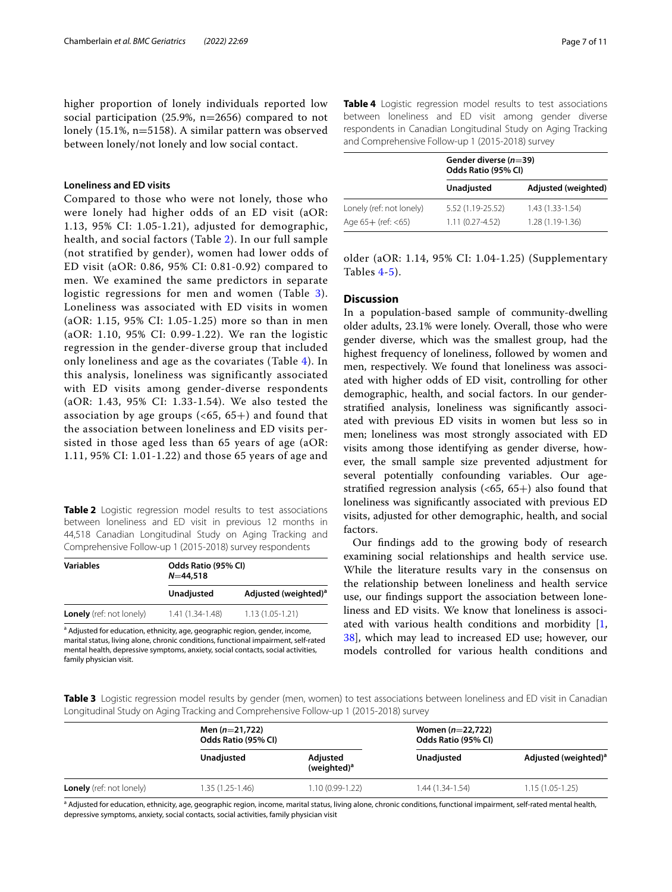higher proportion of lonely individuals reported low social participation (25.9%, n=2656) compared to not lonely (15.1%, n=5158). A similar pattern was observed between lonely/not lonely and low social contact.

### Loneliness and ED visits

Compared to those who were not lonely, those who were lonely had higher odds of an ED visit (aOR: 1.13, 95% CI: 1.05-1.21), adjusted for demographic, health, and social factors (Table 2). In our full sample (not stratified by gender), women had lower odds of ED visit (aOR: 0.86, 95% CI: 0.81-0.92) compared to men. We examined the same predictors in separate logistic regressions for men and women (Table 3). Loneliness was associated with ED visits in women (aOR: 1.15, 95% CI: 1.05-1.25) more so than in men (aOR: 1.10, 95% CI: 0.99-1.22). We ran the logistic regression in the gender-diverse group that included only loneliness and age as the covariates (Table 4). In this analysis, loneliness was significantly associated with ED visits among gender-diverse respondents (aOR: 1.43, 95% CI: 1.33-1.54). We also tested the association by age groups (<65, 65+) and found that the association between loneliness and ED visits persisted in those aged less than 65 years of age (aOR: 1.11, 95% CI: 1.01-1.22) and those 65 years of age and older (aOR: 1.14, 95% CI: 1.04-1.25) (Supplementary Tables 4-5).

**Table 2** Logistic regression model results to test associations between loneliness and ED visit in previous 12 months in 44,518 Canadian Longitudinal Study on Aging Tracking and Comprehensive Follow-up 1 (2015-2018) survey respondents

| Variables | Odds Ratio (95% CI) N=44,518 | |
|---|---|---|
| | Unadjusted | Adjusted (weighted)[a] |
| **Lonely** (ref: not lonely) | 1.41 (1.34-1.48) | 1.13 (1.05-1.21) |

[a] Adjusted for education, ethnicity, age, geographic region, gender, income, marital status, living alone, chronic conditions, functional impairment, self-rated mental health, depressive symptoms, anxiety, social contacts, social activities, family physician visit.

**Table 4** Logistic regression model results to test associations between loneliness and ED visit among gender diverse respondents in Canadian Longitudinal Study on Aging Tracking and Comprehensive Follow-up 1 (2015-2018) survey

| | Gender diverse (n=39) Odds Ratio (95% CI) | |
|---|---|---|
| | Unadjusted | Adjusted (weighted) |
| Lonely (ref: not lonely) | 5.52 (1.19-25.52) | 1.43 (1.33-1.54) |
| Age 65+ (ref: <65) | 1.11 (0.27-4.52) | 1.28 (1.19-1.36) |

## Discussion

In a population-based sample of community-dwelling older adults, 23.1% were lonely. Overall, those who were gender diverse, which was the smallest group, had the highest frequency of loneliness, followed by women and men, respectively. We found that loneliness was associated with higher odds of ED visit, controlling for other demographic, health, and social factors. In our gender-stratified analysis, loneliness was significantly associated with previous ED visits in women but less so in men; loneliness was most strongly associated with ED visits among those identifying as gender diverse, however, the small sample size prevented adjustment for several potentially confounding variables. Our age-stratified regression analysis (<65, 65+) also found that loneliness was significantly associated with previous ED visits, adjusted for other demographic, health, and social factors.

Our findings add to the growing body of research examining social relationships and health service use. While the literature results vary in the consensus on the relationship between loneliness and health service use, our findings support the association between loneliness and ED visits. We know that loneliness is associated with various health conditions and morbidity [1, 38], which may lead to increased ED use; however, our models controlled for various health conditions and

**Table 3** Logistic regression model results by gender (men, women) to test associations between loneliness and ED visit in Canadian Longitudinal Study on Aging Tracking and Comprehensive Follow-up 1 (2015-2018) survey

| | Men (n=21,722) Odds Ratio (95% CI) | | Women (n=22,722) Odds Ratio (95% CI) | |
|---|---|---|---|---|
| | Unadjusted | Adjusted (weighted)[a] | Unadjusted | Adjusted (weighted)[a] |
| **Lonely** (ref: not lonely) | 1.35 (1.25-1.46) | 1.10 (0.99-1.22) | 1.44 (1.34-1.54) | 1.15 (1.05-1.25) |

[a] Adjusted for education, ethnicity, age, geographic region, income, marital status, living alone, chronic conditions, functional impairment, self-rated mental health, depressive symptoms, anxiety, social contacts, social activities, family physician visit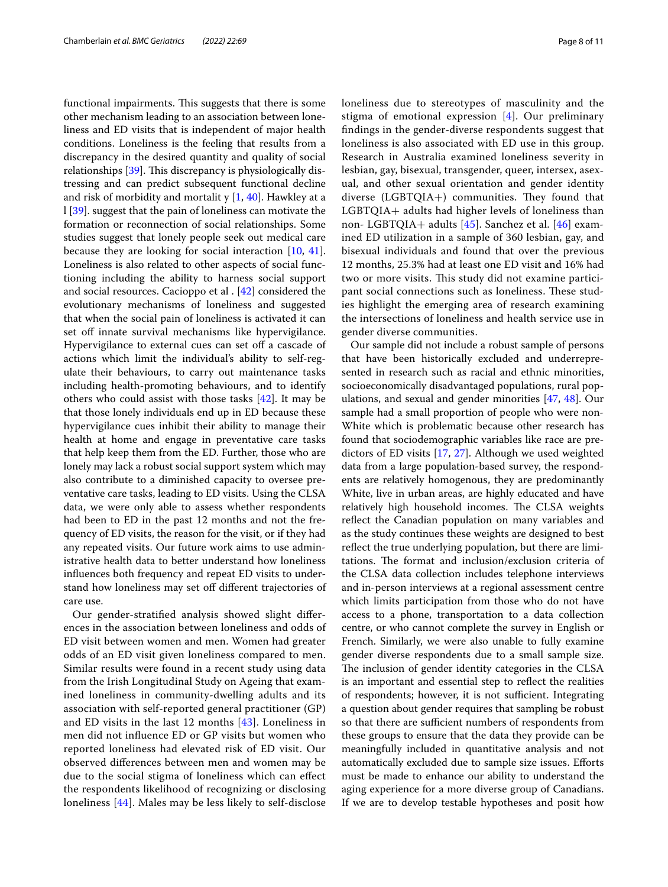functional impairments. This suggests that there is some other mechanism leading to an association between loneliness and ED visits that is independent of major health conditions. Loneliness is the feeling that results from a discrepancy in the desired quantity and quality of social relationships [39]. This discrepancy is physiologically distressing and can predict subsequent functional decline and risk of morbidity and mortalit y [1, 40]. Hawkley at a l [39]. suggest that the pain of loneliness can motivate the formation or reconnection of social relationships. Some studies suggest that lonely people seek out medical care because they are looking for social interaction [10, 41]. Loneliness is also related to other aspects of social functioning including the ability to harness social support and social resources. Cacioppo et al . [42] considered the evolutionary mechanisms of loneliness and suggested that when the social pain of loneliness is activated it can set off innate survival mechanisms like hypervigilance. Hypervigilance to external cues can set off a cascade of actions which limit the individual's ability to self-regulate their behaviours, to carry out maintenance tasks including health-promoting behaviours, and to identify others who could assist with those tasks [42]. It may be that those lonely individuals end up in ED because these hypervigilance cues inhibit their ability to manage their health at home and engage in preventative care tasks that help keep them from the ED. Further, those who are lonely may lack a robust social support system which may also contribute to a diminished capacity to oversee preventative care tasks, leading to ED visits. Using the CLSA data, we were only able to assess whether respondents had been to ED in the past 12 months and not the frequency of ED visits, the reason for the visit, or if they had any repeated visits. Our future work aims to use administrative health data to better understand how loneliness influences both frequency and repeat ED visits to understand how loneliness may set off different trajectories of care use.

Our gender-stratified analysis showed slight differences in the association between loneliness and odds of ED visit between women and men. Women had greater odds of an ED visit given loneliness compared to men. Similar results were found in a recent study using data from the Irish Longitudinal Study on Ageing that examined loneliness in community-dwelling adults and its association with self-reported general practitioner (GP) and ED visits in the last 12 months [43]. Loneliness in men did not influence ED or GP visits but women who reported loneliness had elevated risk of ED visit. Our observed differences between men and women may be due to the social stigma of loneliness which can effect the respondents likelihood of recognizing or disclosing loneliness [44]. Males may be less likely to self-disclose loneliness due to stereotypes of masculinity and the stigma of emotional expression [4]. Our preliminary findings in the gender-diverse respondents suggest that loneliness is also associated with ED use in this group. Research in Australia examined loneliness severity in lesbian, gay, bisexual, transgender, queer, intersex, asexual, and other sexual orientation and gender identity diverse (LGBTQIA+) communities. They found that LGBTQIA+ adults had higher levels of loneliness than non- LGBTQIA+ adults [45]. Sanchez et al. [46] examined ED utilization in a sample of 360 lesbian, gay, and bisexual individuals and found that over the previous 12 months, 25.3% had at least one ED visit and 16% had two or more visits. This study did not examine participant social connections such as loneliness. These studies highlight the emerging area of research examining the intersections of loneliness and health service use in gender diverse communities.

Our sample did not include a robust sample of persons that have been historically excluded and underrepresented in research such as racial and ethnic minorities, socioeconomically disadvantaged populations, rural populations, and sexual and gender minorities [47, 48]. Our sample had a small proportion of people who were non-White which is problematic because other research has found that sociodemographic variables like race are predictors of ED visits [17, 27]. Although we used weighted data from a large population-based survey, the respondents are relatively homogenous, they are predominantly White, live in urban areas, are highly educated and have relatively high household incomes. The CLSA weights reflect the Canadian population on many variables and as the study continues these weights are designed to best reflect the true underlying population, but there are limitations. The format and inclusion/exclusion criteria of the CLSA data collection includes telephone interviews and in-person interviews at a regional assessment centre which limits participation from those who do not have access to a phone, transportation to a data collection centre, or who cannot complete the survey in English or French. Similarly, we were also unable to fully examine gender diverse respondents due to a small sample size. The inclusion of gender identity categories in the CLSA is an important and essential step to reflect the realities of respondents; however, it is not sufficient. Integrating a question about gender requires that sampling be robust so that there are sufficient numbers of respondents from these groups to ensure that the data they provide can be meaningfully included in quantitative analysis and not automatically excluded due to sample size issues. Efforts must be made to enhance our ability to understand the aging experience for a more diverse group of Canadians. If we are to develop testable hypotheses and posit how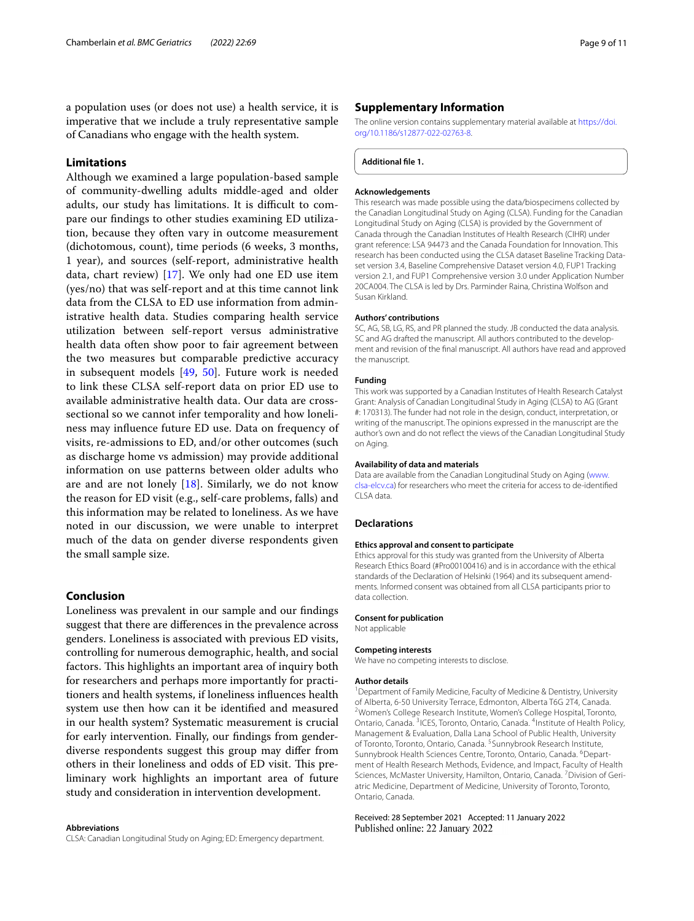a population uses (or does not use) a health service, it is imperative that we include a truly representative sample of Canadians who engage with the health system.

## Limitations

Although we examined a large population-based sample of community-dwelling adults middle-aged and older adults, our study has limitations. It is difficult to compare our findings to other studies examining ED utilization, because they often vary in outcome measurement (dichotomous, count), time periods (6 weeks, 3 months, 1 year), and sources (self-report, administrative health data, chart review) [17]. We only had one ED use item (yes/no) that was self-report and at this time cannot link data from the CLSA to ED use information from administrative health data. Studies comparing health service utilization between self-report versus administrative health data often show poor to fair agreement between the two measures but comparable predictive accuracy in subsequent models [49, 50]. Future work is needed to link these CLSA self-report data on prior ED use to available administrative health data. Our data are cross-sectional so we cannot infer temporality and how loneliness may influence future ED use. Data on frequency of visits, re-admissions to ED, and/or other outcomes (such as discharge home vs admission) may provide additional information on use patterns between older adults who are and are not lonely [18]. Similarly, we do not know the reason for ED visit (e.g., self-care problems, falls) and this information may be related to loneliness. As we have noted in our discussion, we were unable to interpret much of the data on gender diverse respondents given the small sample size.

## Conclusion

Loneliness was prevalent in our sample and our findings suggest that there are differences in the prevalence across genders. Loneliness is associated with previous ED visits, controlling for numerous demographic, health, and social factors. This highlights an important area of inquiry both for researchers and perhaps more importantly for practitioners and health systems, if loneliness influences health system use then how can it be identified and measured in our health system? Systematic measurement is crucial for early intervention. Finally, our findings from gender-diverse respondents suggest this group may differ from others in their loneliness and odds of ED visit. This preliminary work highlights an important area of future study and consideration in intervention development.

#### Abbreviations

CLSA: Canadian Longitudinal Study on Aging; ED: Emergency department.

## Supplementary Information

The online version contains supplementary material available at https://doi.org/10.1186/s12877-022-02763-8.

**Additional file 1.**

#### Acknowledgements

This research was made possible using the data/biospecimens collected by the Canadian Longitudinal Study on Aging (CLSA). Funding for the Canadian Longitudinal Study on Aging (CLSA) is provided by the Government of Canada through the Canadian Institutes of Health Research (CIHR) under grant reference: LSA 94473 and the Canada Foundation for Innovation. This research has been conducted using the CLSA dataset Baseline Tracking Dataset version 3.4, Baseline Comprehensive Dataset version 4.0, FUP1 Tracking version 2.1, and FUP1 Comprehensive version 3.0 under Application Number 20CA004. The CLSA is led by Drs. Parminder Raina, Christina Wolfson and Susan Kirkland.

#### Authors' contributions

SC, AG, SB, LG, RS, and PR planned the study. JB conducted the data analysis. SC and AG drafted the manuscript. All authors contributed to the development and revision of the final manuscript. All authors have read and approved the manuscript.

#### Funding

This work was supported by a Canadian Institutes of Health Research Catalyst Grant: Analysis of Canadian Longitudinal Study in Aging (CLSA) to AG (Grant #: 170313). The funder had not role in the design, conduct, interpretation, or writing of the manuscript. The opinions expressed in the manuscript are the author's own and do not reflect the views of the Canadian Longitudinal Study on Aging.

#### Availability of data and materials

Data are available from the Canadian Longitudinal Study on Aging (www.clsa-elcv.ca) for researchers who meet the criteria for access to de-identified CLSA data.

## Declarations

#### Ethics approval and consent to participate

Ethics approval for this study was granted from the University of Alberta Research Ethics Board (#Pro00100416) and is in accordance with the ethical standards of the Declaration of Helsinki (1964) and its subsequent amendments. Informed consent was obtained from all CLSA participants prior to data collection.

#### Consent for publication

Not applicable

#### Competing interests

We have no competing interests to disclose.

#### Author details

[1]Department of Family Medicine, Faculty of Medicine & Dentistry, University of Alberta, 6-50 University Terrace, Edmonton, Alberta T6G 2T4, Canada. [2]Women's College Research Institute, Women's College Hospital, Toronto, Ontario, Canada. [3]ICES, Toronto, Ontario, Canada. [4]Institute of Health Policy, Management & Evaluation, Dalla Lana School of Public Health, University of Toronto, Toronto, Ontario, Canada. [5]Sunnybrook Research Institute, Sunnybrook Health Sciences Centre, Toronto, Ontario, Canada. [6]Department of Health Research Methods, Evidence, and Impact, Faculty of Health Sciences, McMaster University, Hamilton, Ontario, Canada. [7]Division of Geriatric Medicine, Department of Medicine, University of Toronto, Toronto, Ontario, Canada.

Received: 28 September 2021 Accepted: 11 January 2022
Published online: 22 January 2022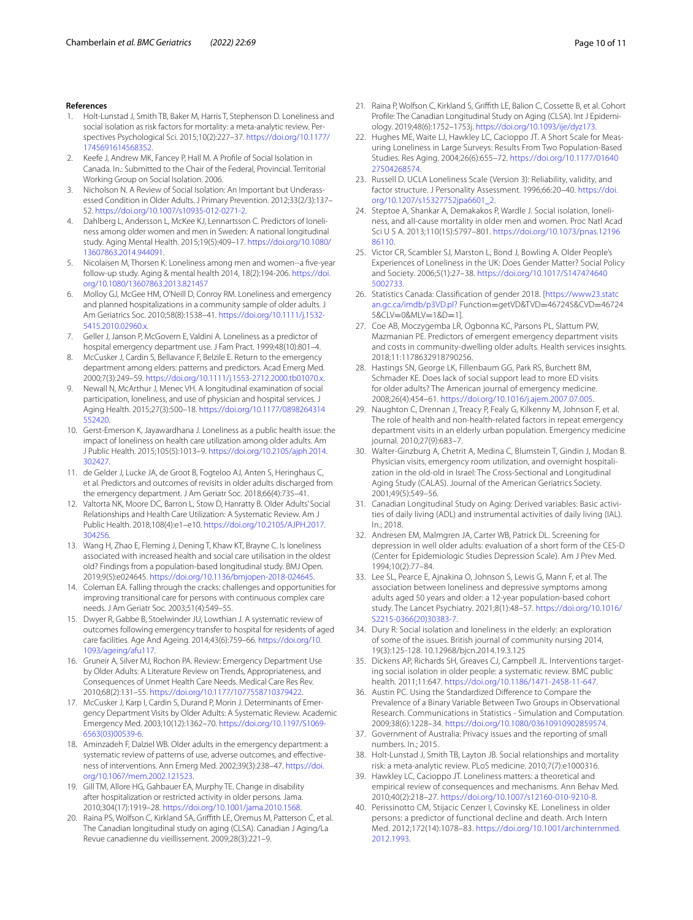## References

1. Holt-Lunstad J, Smith TB, Baker M, Harris T, Stephenson D. Loneliness and social isolation as risk factors for mortality: a meta-analytic review. Perspectives Psychological Sci. 2015;10(2):227–37. https://doi.org/10.1177/1745691614568352.
2. Keefe J, Andrew MK, Fancey P, Hall M. A Profile of Social Isolation in Canada. In.: Submitted to the Chair of the Federal, Provincial. Territorial Working Group on Social Isolation. 2006.
3. Nicholson N. A Review of Social Isolation: An Important but Underassessed Condition in Older Adults. J Primary Prevention. 2012;33(2/3):137–52. https://doi.org/10.1007/s10935-012-0271-2.
4. Dahlberg L, Andersson L, McKee KJ, Lennartsson C. Predictors of loneliness among older women and men in Sweden: A national longitudinal study. Aging Mental Health. 2015;19(5):409–17. https://doi.org/10.1080/13607863.2014.944091.
5. Nicolaisen M, Thorsen K: Loneliness among men and women--a five-year follow-up study. Aging & mental health 2014, 18(2):194-206. https://doi.org/10.1080/13607863.2013.821457
6. Molloy GJ, McGee HM, O'Neill D, Conroy RM. Loneliness and emergency and planned hospitalizations in a community sample of older adults. J Am Geriatrics Soc. 2010;58(8):1538–41. https://doi.org/10.1111/j.1532-5415.2010.02960.x.
7. Geller J, Janson P, McGovern E, Valdini A. Loneliness as a predictor of hospital emergency department use. J Fam Pract. 1999;48(10):801–4.
8. McCusker J, Cardin S, Bellavance F, Belzile E. Return to the emergency department among elders: patterns and predictors. Acad Emerg Med. 2000;7(3):249–59. https://doi.org/10.1111/j.1553-2712.2000.tb01070.x.
9. Newall N, McArthur J, Menec VH. A longitudinal examination of social participation, loneliness, and use of physician and hospital services. J Aging Health. 2015;27(3):500–18. https://doi.org/10.1177/0898264314552420.
10. Gerst-Emerson K, Jayawardhana J. Loneliness as a public health issue: the impact of loneliness on health care utilization among older adults. Am J Public Health. 2015;105(5):1013–9. https://doi.org/10.2105/ajph.2014.302427.
11. de Gelder J, Lucke JA, de Groot B, Fogteloo AJ, Anten S, Heringhaus C, et al. Predictors and outcomes of revisits in older adults discharged from the emergency department. J Am Geriatr Soc. 2018;66(4):735–41.
12. Valtorta NK, Moore DC, Barron L, Stow D, Hanratty B. Older Adults' Social Relationships and Health Care Utilization: A Systematic Review. Am J Public Health. 2018;108(4):e1–e10. https://doi.org/10.2105/AJPH.2017.304256.
13. Wang H, Zhao E, Fleming J, Dening T, Khaw KT, Brayne C. Is loneliness associated with increased health and social care utilisation in the oldest old? Findings from a population-based longitudinal study. BMJ Open. 2019;9(5):e024645. https://doi.org/10.1136/bmjopen-2018-024645.
14. Coleman EA. Falling through the cracks: challenges and opportunities for improving transitional care for persons with continuous complex care needs. J Am Geriatr Soc. 2003;51(4):549–55.
15. Dwyer R, Gabbe B, Stoelwinder JU, Lowthian J. A systematic review of outcomes following emergency transfer to hospital for residents of aged care facilities. Age And Ageing. 2014;43(6):759–66. https://doi.org/10.1093/ageing/afu117.
16. Gruneir A, Silver MJ, Rochon PA. Review: Emergency Department Use by Older Adults: A Literature Review on Trends, Appropriateness, and Consequences of Unmet Health Care Needs. Medical Care Res Rev. 2010;68(2):131–55. https://doi.org/10.1177/1077558710379422.
17. McCusker J, Karp I, Cardin S, Durand P, Morin J. Determinants of Emergency Department Visits by Older Adults: A Systematic Review. Academic Emergency Med. 2003;10(12):1362–70. https://doi.org/10.1197/S1069-6563(03)00539-6.
18. Aminzadeh F, Dalziel WB. Older adults in the emergency department: a systematic review of patterns of use, adverse outcomes, and effectiveness of interventions. Ann Emerg Med. 2002;39(3):238–47. https://doi.org/10.1067/mem.2002.121523.
19. Gill TM, Allore HG, Gahbauer EA, Murphy TE. Change in disability after hospitalization or restricted activity in older persons. Jama. 2010;304(17):1919–28. https://doi.org/10.1001/jama.2010.1568.
20. Raina PS, Wolfson C, Kirkland SA, Griffith LE, Oremus M, Patterson C, et al. The Canadian longitudinal study on aging (CLSA). Canadian J Aging/La Revue canadienne du vieillissement. 2009;28(3):221–9.
21. Raina P, Wolfson C, Kirkland S, Griffith LE, Balion C, Cossette B, et al. Cohort Profile: The Canadian Longitudinal Study on Aging (CLSA). Int J Epidemiology. 2019;48(6):1752–1753j. https://doi.org/10.1093/ije/dyz173.
22. Hughes ME, Waite LJ, Hawkley LC, Cacioppo JT. A Short Scale for Measuring Loneliness in Large Surveys: Results From Two Population-Based Studies. Res Aging. 2004;26(6):655–72. https://doi.org/10.1177/0164027504268574.
23. Russell D. UCLA Loneliness Scale (Version 3): Reliability, validity, and factor structure. J Personality Assessment. 1996;66:20–40. https://doi.org/10.1207/s15327752jpa6601_2.
24. Steptoe A, Shankar A, Demakakos P, Wardle J. Social isolation, loneliness, and all-cause mortality in older men and women. Proc Natl Acad Sci U S A. 2013;110(15):5797–801. https://doi.org/10.1073/pnas.1219686110.
25. Victor CR, Scambler SJ, Marston L, Bond J, Bowling A. Older People's Experiences of Loneliness in the UK: Does Gender Matter? Social Policy and Society. 2006;5(1):27–38. https://doi.org/10.1017/S1474746405002733.
26. Statistics Canada: Classification of gender 2018. [https://www23.statcan.gc.ca/imdb/p3VD.pl? Function=getVD&TVD=467245&CVD=467245&CLV=0&MLV=1&D=1].
27. Coe AB, Moczygemba LR, Ogbonna KC, Parsons PL, Slattum PW, Mazmanian PE. Predictors of emergent emergency department visits and costs in community-dwelling older adults. Health services insights. 2018;11:1178632918790256.
28. Hastings SN, George LK, Fillenbaum GG, Park RS, Burchett BM, Schmader KE. Does lack of social support lead to more ED visits for older adults? The American journal of emergency medicine. 2008;26(4):454–61. https://doi.org/10.1016/j.ajem.2007.07.005.
29. Naughton C, Drennan J, Treacy P, Fealy G, Kilkenny M, Johnson F, et al. The role of health and non-health-related factors in repeat emergency department visits in an elderly urban population. Emergency medicine journal. 2010;27(9):683–7.
30. Walter-Ginzburg A, Chetrit A, Medina C, Blumstein T, Gindin J, Modan B. Physician visits, emergency room utilization, and overnight hospitalization in the old-old in Israel: The Cross-Sectional and Longitudinal Aging Study (CALAS). Journal of the American Geriatrics Society. 2001;49(5):549–56.
31. Canadian Longitudinal Study on Aging: Derived variables: Basic activities of daily living (ADL) and instrumental activities of daily living (IAL). In.; 2018.
32. Andresen EM, Malmgren JA, Carter WB, Patrick DL. Screening for depression in well older adults: evaluation of a short form of the CES-D (Center for Epidemiologic Studies Depression Scale). Am J Prev Med. 1994;10(2):77–84.
33. Lee SL, Pearce E, Ajnakina O, Johnson S, Lewis G, Mann F, et al. The association between loneliness and depressive symptoms among adults aged 50 years and older: a 12-year population-based cohort study. The Lancet Psychiatry. 2021;8(1):48–57. https://doi.org/10.1016/S2215-0366(20)30383-7.
34. Dury R: Social isolation and loneliness in the elderly: an exploration of some of the issues. British journal of community nursing 2014, 19(3):125-128. 10.12968/bjcn.2014.19.3.125
35. Dickens AP, Richards SH, Greaves CJ, Campbell JL. Interventions targeting social isolation in older people: a systematic review. BMC public health. 2011;11:647. https://doi.org/10.1186/1471-2458-11-647.
36. Austin PC. Using the Standardized Difference to Compare the Prevalence of a Binary Variable Between Two Groups in Observational Research. Communications in Statistics - Simulation and Computation. 2009;38(6):1228–34. https://doi.org/10.1080/03610910902859574.
37. Government of Australia: Privacy issues and the reporting of small numbers. In.; 2015.
38. Holt-Lunstad J, Smith TB, Layton JB. Social relationships and mortality risk: a meta-analytic review. PLoS medicine. 2010;7(7):e1000316.
39. Hawkley LC, Cacioppo JT. Loneliness matters: a theoretical and empirical review of consequences and mechanisms. Ann Behav Med. 2010;40(2):218–27. https://doi.org/10.1007/s12160-010-9210-8.
40. Perissinotto CM, Stijacic Cenzer I, Covinsky KE. Loneliness in older persons: a predictor of functional decline and death. Arch Intern Med. 2012;172(14):1078–83. https://doi.org/10.1001/archinternmed.2012.1993.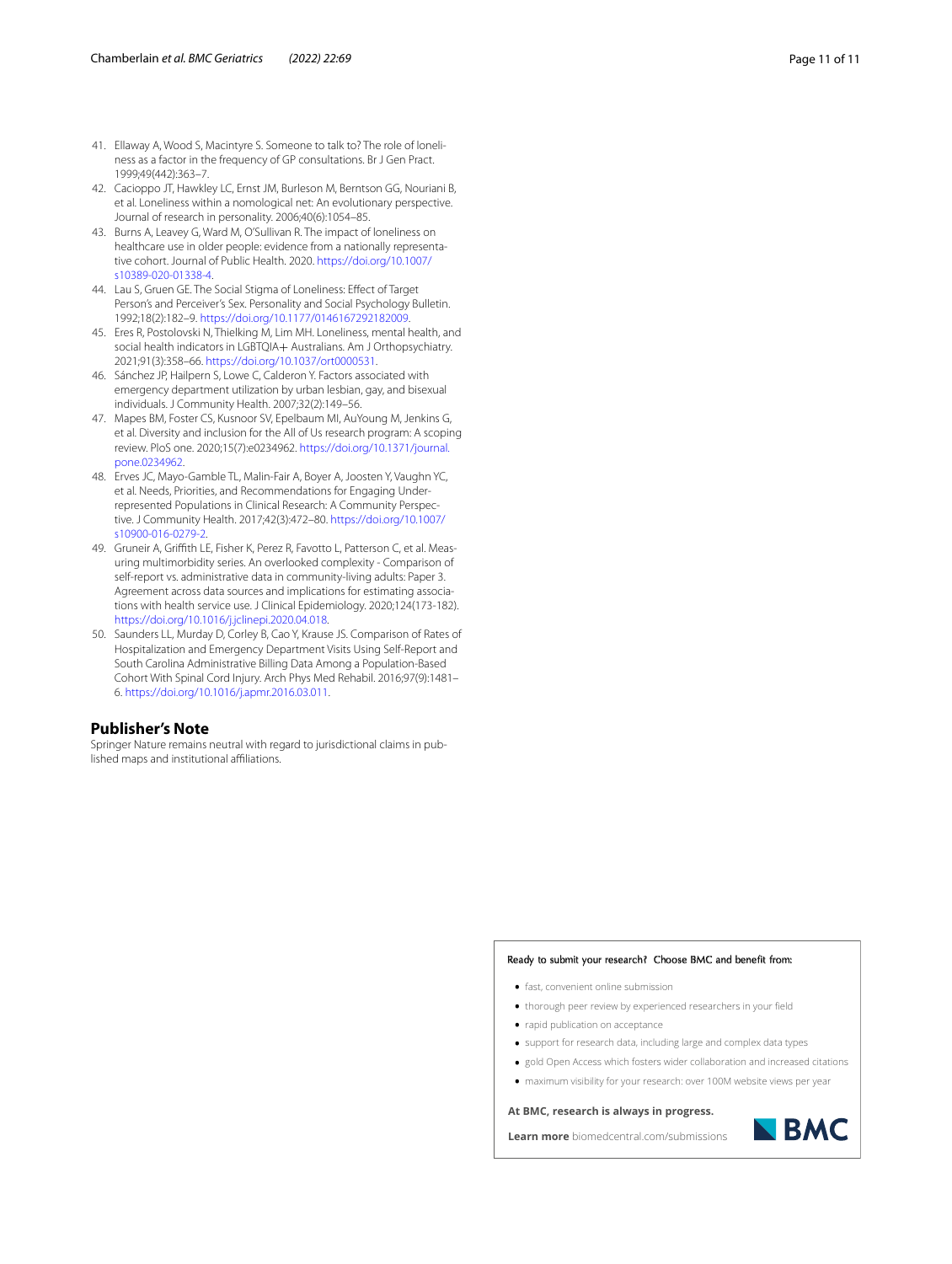41. Ellaway A, Wood S, Macintyre S. Someone to talk to? The role of loneliness as a factor in the frequency of GP consultations. Br J Gen Pract. 1999;49(442):363–7.
42. Cacioppo JT, Hawkley LC, Ernst JM, Burleson M, Berntson GG, Nouriani B, et al. Loneliness within a nomological net: An evolutionary perspective. Journal of research in personality. 2006;40(6):1054–85.
43. Burns A, Leavey G, Ward M, O'Sullivan R. The impact of loneliness on healthcare use in older people: evidence from a nationally representative cohort. Journal of Public Health. 2020. https://doi.org/10.1007/s10389-020-01338-4.
44. Lau S, Gruen GE. The Social Stigma of Loneliness: Effect of Target Person's and Perceiver's Sex. Personality and Social Psychology Bulletin. 1992;18(2):182–9. https://doi.org/10.1177/0146167292182009.
45. Eres R, Postolovski N, Thielking M, Lim MH. Loneliness, mental health, and social health indicators in LGBTQIA+ Australians. Am J Orthopsychiatry. 2021;91(3):358–66. https://doi.org/10.1037/ort0000531.
46. Sánchez JP, Hailpern S, Lowe C, Calderon Y. Factors associated with emergency department utilization by urban lesbian, gay, and bisexual individuals. J Community Health. 2007;32(2):149–56.
47. Mapes BM, Foster CS, Kusnoor SV, Epelbaum MI, AuYoung M, Jenkins G, et al. Diversity and inclusion for the All of Us research program: A scoping review. PloS one. 2020;15(7):e0234962. https://doi.org/10.1371/journal.pone.0234962.
48. Erves JC, Mayo-Gamble TL, Malin-Fair A, Boyer A, Joosten Y, Vaughn YC, et al. Needs, Priorities, and Recommendations for Engaging Underrepresented Populations in Clinical Research: A Community Perspective. J Community Health. 2017;42(3):472–80. https://doi.org/10.1007/s10900-016-0279-2.
49. Gruneir A, Griffith LE, Fisher K, Perez R, Favotto L, Patterson C, et al. Measuring multimorbidity series. An overlooked complexity - Comparison of self-report vs. administrative data in community-living adults: Paper 3. Agreement across data sources and implications for estimating associations with health service use. J Clinical Epidemiology. 2020;124(173-182). https://doi.org/10.1016/j.jclinepi.2020.04.018.
50. Saunders LL, Murday D, Corley B, Cao Y, Krause JS. Comparison of Rates of Hospitalization and Emergency Department Visits Using Self-Report and South Carolina Administrative Billing Data Among a Population-Based Cohort With Spinal Cord Injury. Arch Phys Med Rehabil. 2016;97(9):1481–6. https://doi.org/10.1016/j.apmr.2016.03.011.

## Publisher's Note

Springer Nature remains neutral with regard to jurisdictional claims in published maps and institutional affiliations.

Ready to submit your research? Choose BMC and benefit from:

- fast, convenient online submission
- thorough peer review by experienced researchers in your field
- rapid publication on acceptance
- support for research data, including large and complex data types
- gold Open Access which fosters wider collaboration and increased citations
- maximum visibility for your research: over 100M website views per year

**At BMC, research is always in progress.**

**Learn more** biomedcentral.com/submissions

BMC